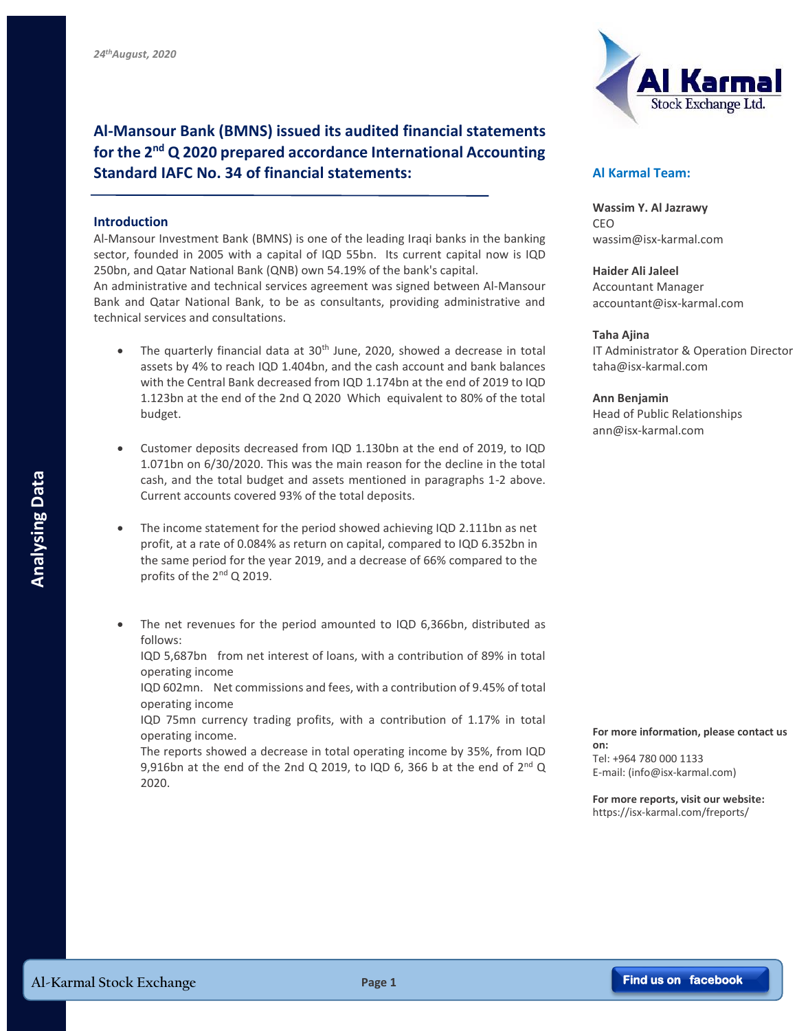*24th August, 2020*

# Al-Mansour Bank (BMNS) issued its audited financial statements for the 2nd Q 2020 prepared accordance International Accounting Standard IAFC No. 34 of financial statements:

## Introduction

Al-Mansour Investment Bank (BMNS) is one of the leading Iraqi banks in the banking sector, founded in 2005 with a capital of IQD 55bn. Its current capital now is IQD 250bn, and Qatar National Bank (QNB) own 54.19% of the bank's capital.
An administrative and technical services agreement was signed between Al-Mansour Bank and Qatar National Bank, to be as consultants, providing administrative and technical services and consultations.

- The quarterly financial data at 30th June, 2020, showed a decrease in total assets by 4% to reach IQD 1.404bn, and the cash account and bank balances with the Central Bank decreased from IQD 1.174bn at the end of 2019 to IQD 1.123bn at the end of the 2nd Q 2020 Which equivalent to 80% of the total budget.

- Customer deposits decreased from IQD 1.130bn at the end of 2019, to IQD 1.071bn on 6/30/2020. This was the main reason for the decline in the total cash, and the total budget and assets mentioned in paragraphs 1-2 above. Current accounts covered 93% of the total deposits.

- The income statement for the period showed achieving IQD 2.111bn as net profit, at a rate of 0.084% as return on capital, compared to IQD 6.352bn in the same period for the year 2019, and a decrease of 66% compared to the profits of the 2nd Q 2019.

- The net revenues for the period amounted to IQD 6,366bn, distributed as follows:
  IQD 5,687bn from net interest of loans, with a contribution of 89% in total operating income
  IQD 602mn. Net commissions and fees, with a contribution of 9.45% of total operating income
  IQD 75mn currency trading profits, with a contribution of 1.17% in total operating income.
  The reports showed a decrease in total operating income by 35%, from IQD 9,916bn at the end of the 2nd Q 2019, to IQD 6, 366 b at the end of 2nd Q 2020.

### Al Karmal Team:

**Wassim Y. Al Jazrawy**
CEO
wassim@isx-karmal.com

**Haider Ali Jaleel**
Accountant Manager
accountant@isx-karmal.com

**Taha Ajina**
IT Administrator & Operation Director
taha@isx-karmal.com

**Ann Benjamin**
Head of Public Relationships
ann@isx-karmal.com

**For more information, please contact us on:**
Tel: +964 780 000 1133
E-mail: (info@isx-karmal.com)

**For more reports, visit our website:**
https://isx-karmal.com/freports/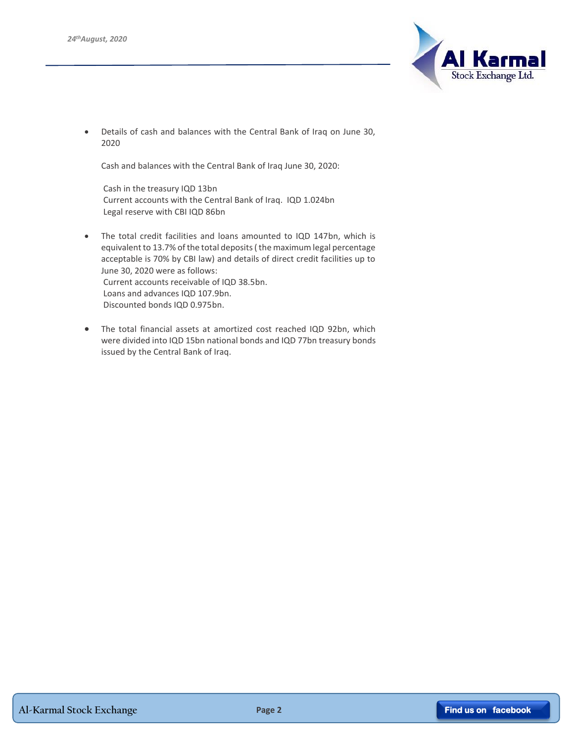- Details of cash and balances with the Central Bank of Iraq on June 30, 2020

  Cash and balances with the Central Bank of Iraq June 30, 2020:

  Cash in the treasury IQD 13bn
  Current accounts with the Central Bank of Iraq. IQD 1.024bn
  Legal reserve with CBI IQD 86bn

- The total credit facilities and loans amounted to IQD 147bn, which is equivalent to 13.7% of the total deposits ( the maximum legal percentage acceptable is 70% by CBI law) and details of direct credit facilities up to June 30, 2020 were as follows:
  Current accounts receivable of IQD 38.5bn.
  Loans and advances IQD 107.9bn.
  Discounted bonds IQD 0.975bn.

- The total financial assets at amortized cost reached IQD 92bn, which were divided into IQD 15bn national bonds and IQD 77bn treasury bonds issued by the Central Bank of Iraq.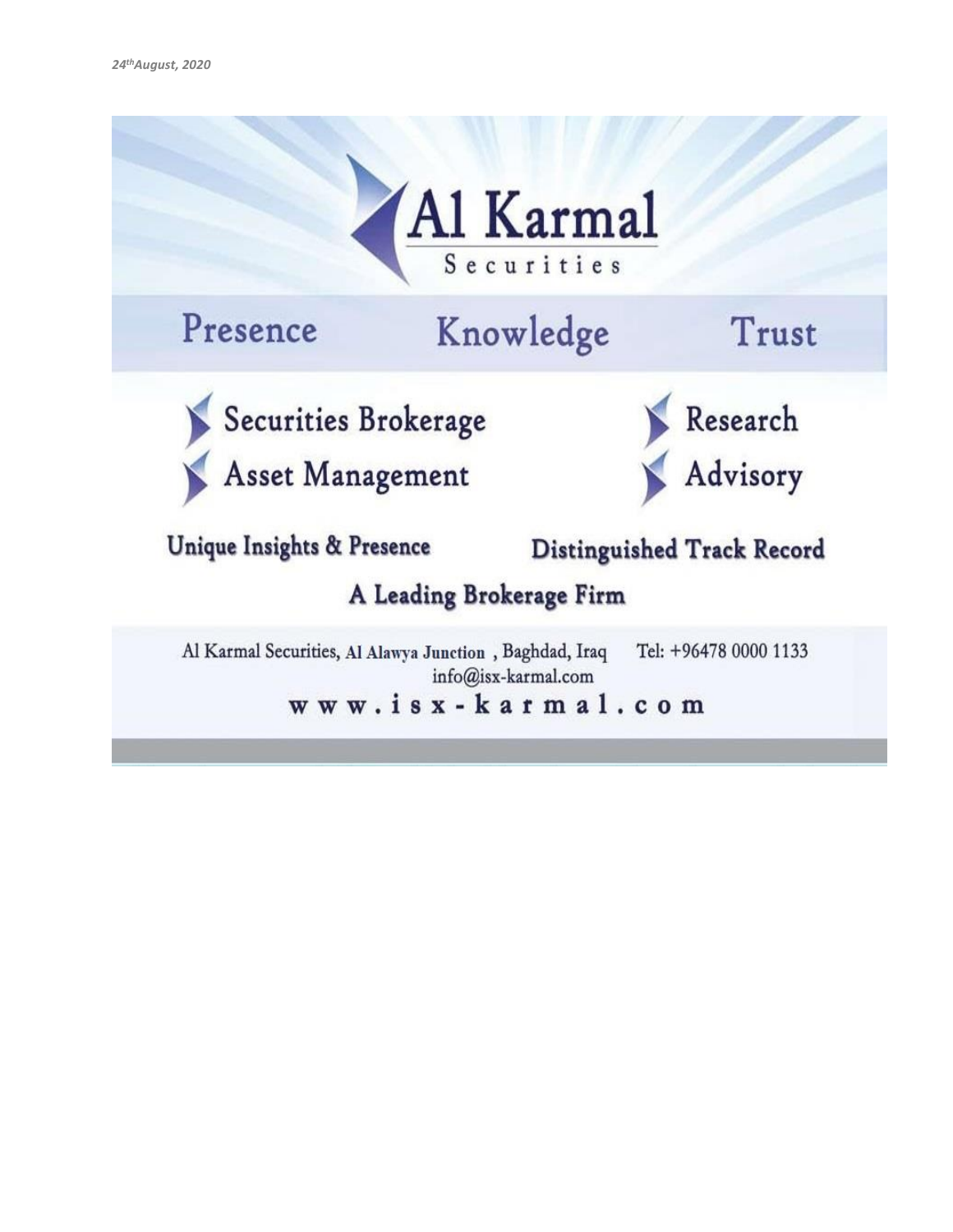*24th August, 2020*

# Al Karmal

Securities

Presence Knowledge Trust

- Securities Brokerage
- Asset Management
- Research
- Advisory

**Unique Insights & Presence**

**Distinguished Track Record**

**A Leading Brokerage Firm**

Al Karmal Securities, **Al Alawya Junction**, Baghdad, Iraq Tel: +96478 0000 1133

info@isx-karmal.com

**www.isx-karmal.com**